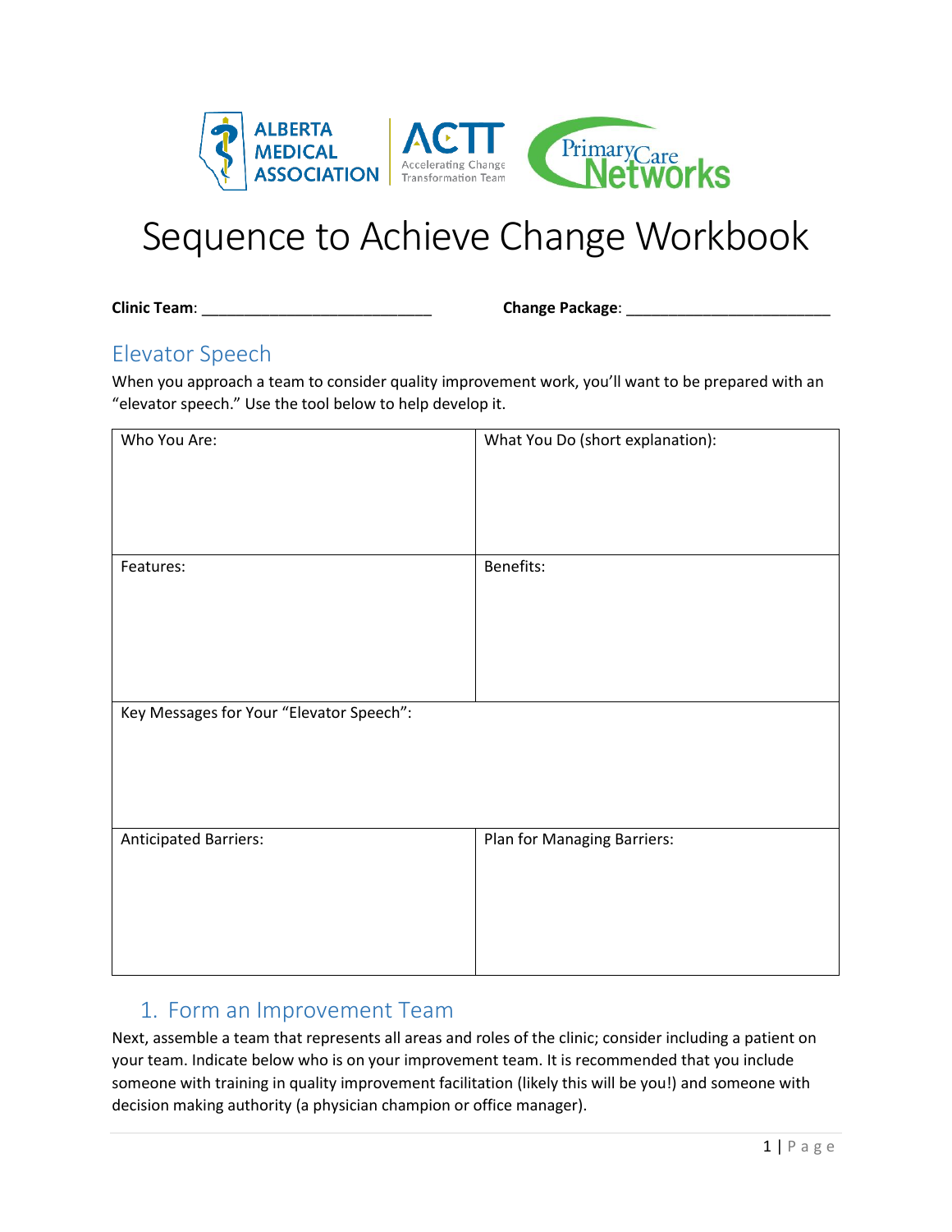# Sequence to Achieve Change Workbook

**Clinic Team**: ___________________________ **Change Package**: ________________________

## Elevator Speech

When you approach a team to consider quality improvement work, you'll want to be prepared with an "elevator speech." Use the tool below to help develop it.

| Who You Are: | What You Do (short explanation): |
| --- | --- |
| Features: | Benefits: |
| Key Messages for Your "Elevator Speech": | |
| Anticipated Barriers: | Plan for Managing Barriers: |

## 1. Form an Improvement Team

Next, assemble a team that represents all areas and roles of the clinic; consider including a patient on your team. Indicate below who is on your improvement team. It is recommended that you include someone with training in quality improvement facilitation (likely this will be you!) and someone with decision making authority (a physician champion or office manager).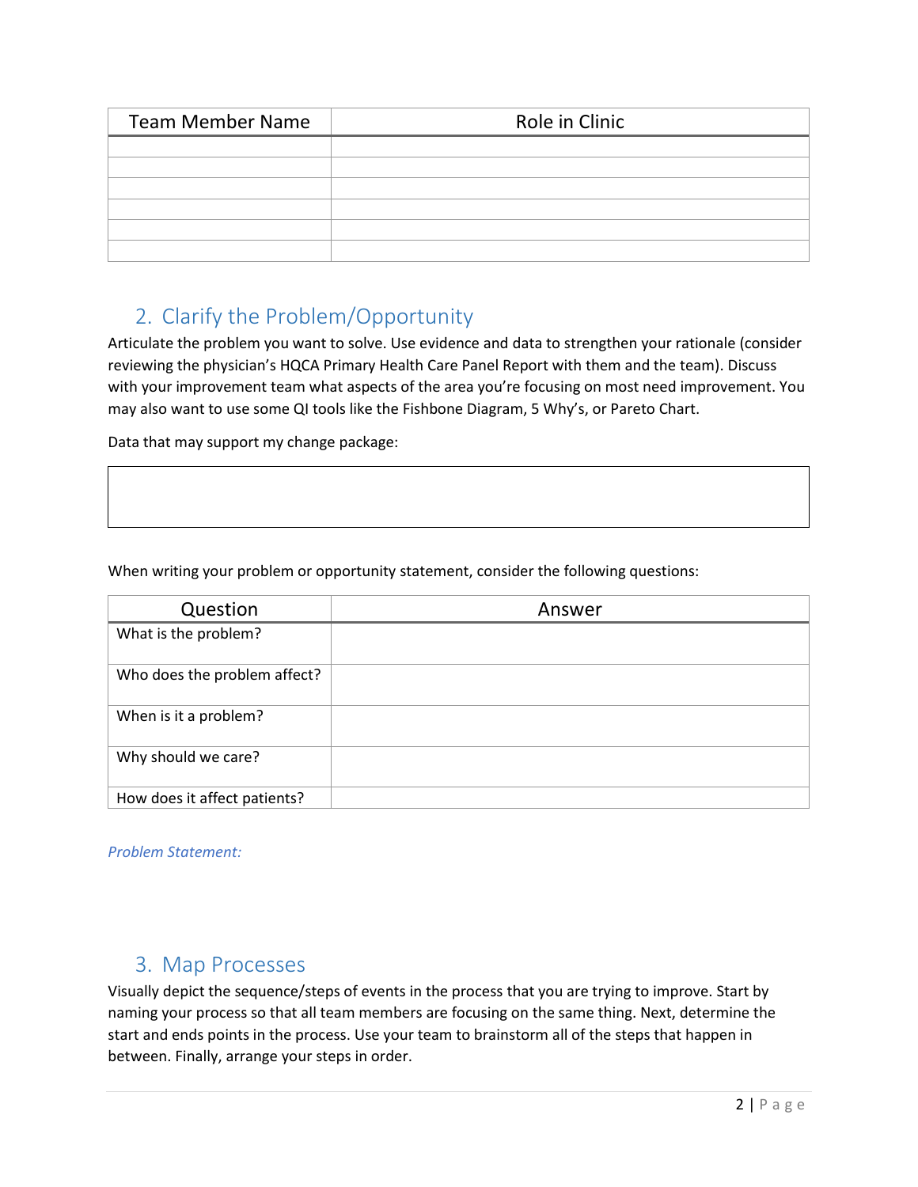| Team Member Name | Role in Clinic |
| --- | --- |
| | |
| | |
| | |
| | |
| | |
| | |

## 2. Clarify the Problem/Opportunity

Articulate the problem you want to solve. Use evidence and data to strengthen your rationale (consider reviewing the physician's HQCA Primary Health Care Panel Report with them and the team). Discuss with your improvement team what aspects of the area you're focusing on most need improvement. You may also want to use some QI tools like the Fishbone Diagram, 5 Why's, or Pareto Chart.

Data that may support my change package:

| |
| --- |
| |

When writing your problem or opportunity statement, consider the following questions:

| Question | Answer |
| --- | --- |
| What is the problem? | |
| Who does the problem affect? | |
| When is it a problem? | |
| Why should we care? | |
| How does it affect patients? | |

*Problem Statement:*

## 3. Map Processes

Visually depict the sequence/steps of events in the process that you are trying to improve. Start by naming your process so that all team members are focusing on the same thing. Next, determine the start and ends points in the process. Use your team to brainstorm all of the steps that happen in between. Finally, arrange your steps in order.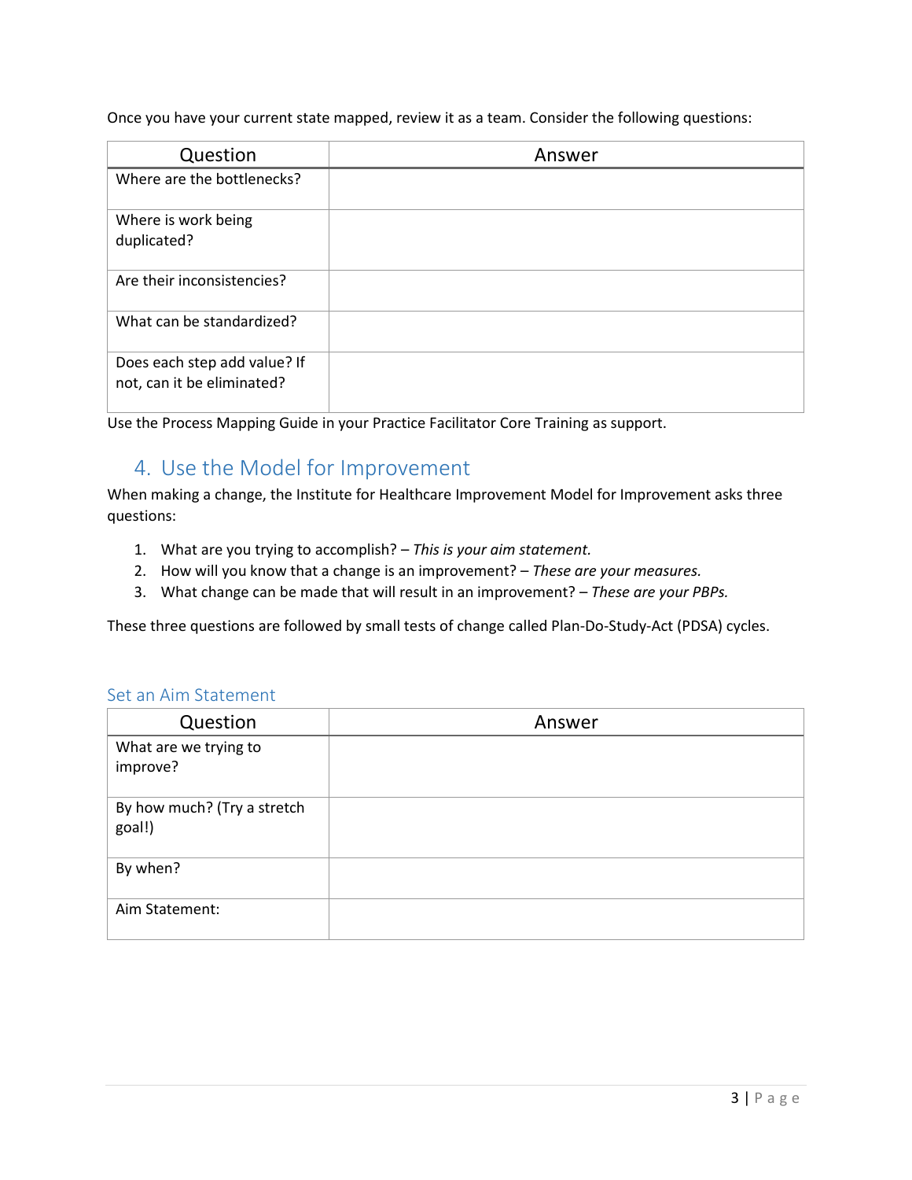Once you have your current state mapped, review it as a team. Consider the following questions:

| Question | Answer |
| --- | --- |
| Where are the bottlenecks? | |
| Where is work being duplicated? | |
| Are their inconsistencies? | |
| What can be standardized? | |
| Does each step add value? If not, can it be eliminated? | |

Use the Process Mapping Guide in your Practice Facilitator Core Training as support.

## 4. Use the Model for Improvement

When making a change, the Institute for Healthcare Improvement Model for Improvement asks three questions:

1. What are you trying to accomplish? – *This is your aim statement.*
2. How will you know that a change is an improvement? – *These are your measures.*
3. What change can be made that will result in an improvement? – *These are your PBPs.*

These three questions are followed by small tests of change called Plan-Do-Study-Act (PDSA) cycles.

### Set an Aim Statement

| Question | Answer |
| --- | --- |
| What are we trying to improve? | |
| By how much? (Try a stretch goal!) | |
| By when? | |
| Aim Statement: | |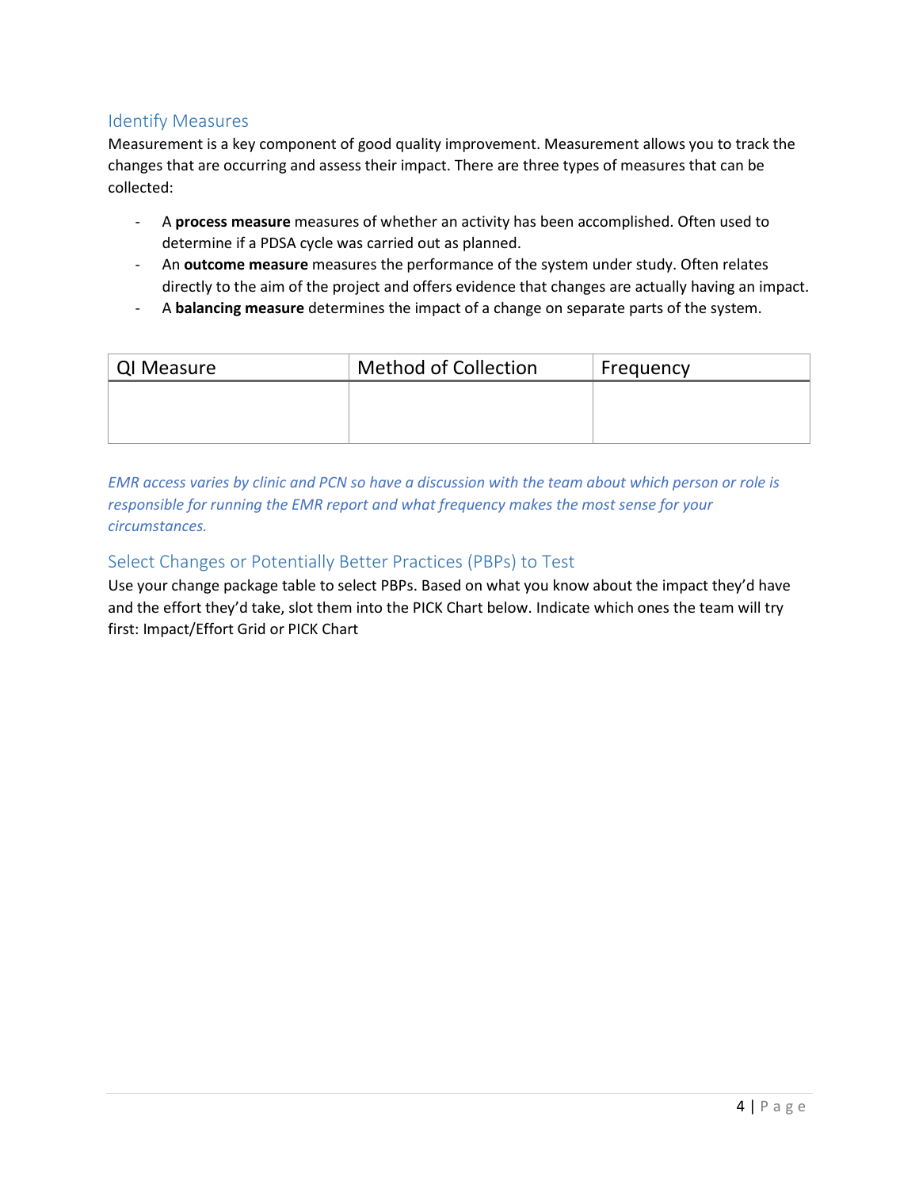## Identify Measures

Measurement is a key component of good quality improvement. Measurement allows you to track the changes that are occurring and assess their impact. There are three types of measures that can be collected:

- A **process measure** measures of whether an activity has been accomplished. Often used to determine if a PDSA cycle was carried out as planned.
- An **outcome measure** measures the performance of the system under study. Often relates directly to the aim of the project and offers evidence that changes are actually having an impact.
- A **balancing measure** determines the impact of a change on separate parts of the system.

| QI Measure | Method of Collection | Frequency |
| --- | --- | --- |
| | | |

*EMR access varies by clinic and PCN so have a discussion with the team about which person or role is responsible for running the EMR report and what frequency makes the most sense for your circumstances.*

## Select Changes or Potentially Better Practices (PBPs) to Test

Use your change package table to select PBPs. Based on what you know about the impact they'd have and the effort they'd take, slot them into the PICK Chart below. Indicate which ones the team will try first: Impact/Effort Grid or PICK Chart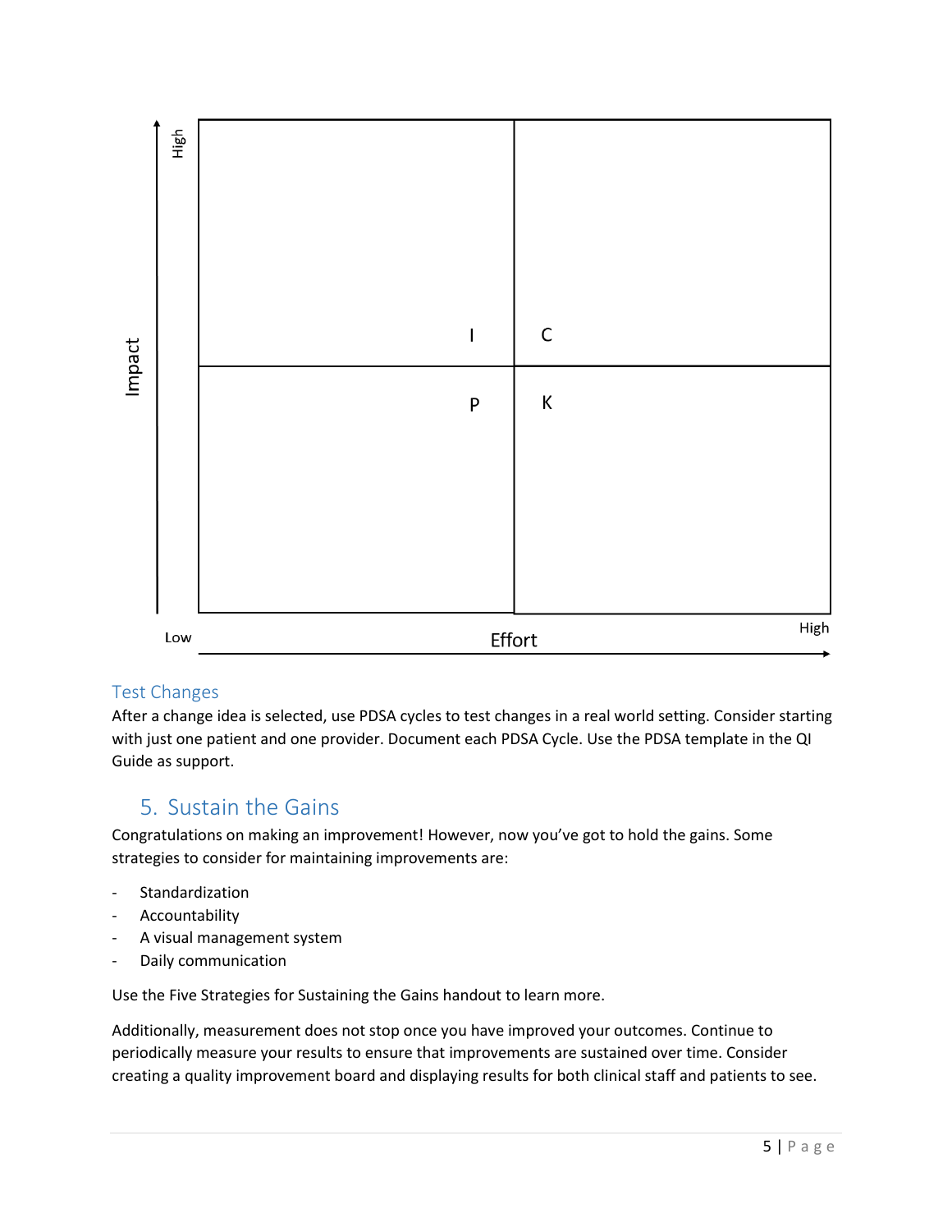| Impact | Low Effort | High Effort |
| --- | --- | --- |
| High | I | C |
| Low | P | K |

Test Changes

After a change idea is selected, use PDSA cycles to test changes in a real world setting. Consider starting with just one patient and one provider. Document each PDSA Cycle. Use the PDSA template in the QI Guide as support.

## 5. Sustain the Gains

Congratulations on making an improvement! However, now you've got to hold the gains. Some strategies to consider for maintaining improvements are:

- Standardization
- Accountability
- A visual management system
- Daily communication

Use the Five Strategies for Sustaining the Gains handout to learn more.

Additionally, measurement does not stop once you have improved your outcomes. Continue to periodically measure your results to ensure that improvements are sustained over time. Consider creating a quality improvement board and displaying results for both clinical staff and patients to see.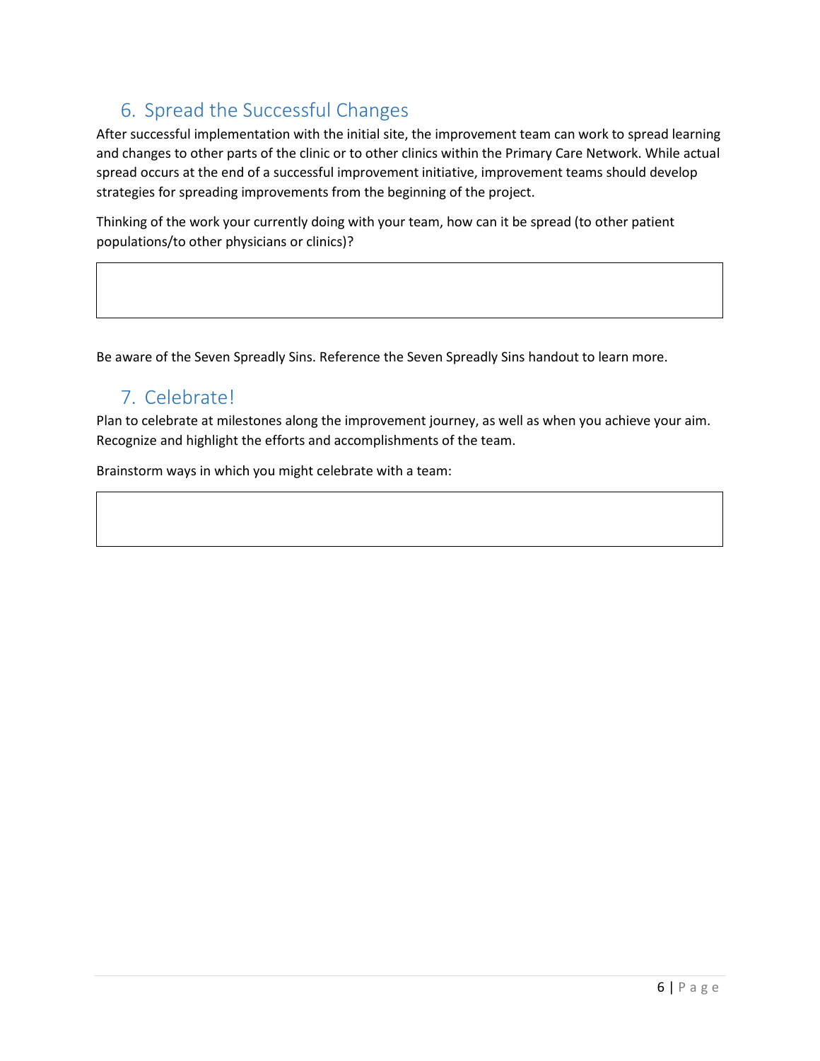## 6. Spread the Successful Changes

After successful implementation with the initial site, the improvement team can work to spread learning and changes to other parts of the clinic or to other clinics within the Primary Care Network. While actual spread occurs at the end of a successful improvement initiative, improvement teams should develop strategies for spreading improvements from the beginning of the project.

Thinking of the work your currently doing with your team, how can it be spread (to other patient populations/to other physicians or clinics)?

| |
|---|
| |

Be aware of the Seven Spreadly Sins. Reference the Seven Spreadly Sins handout to learn more.

## 7. Celebrate!

Plan to celebrate at milestones along the improvement journey, as well as when you achieve your aim. Recognize and highlight the efforts and accomplishments of the team.

Brainstorm ways in which you might celebrate with a team:

| |
|---|
| |